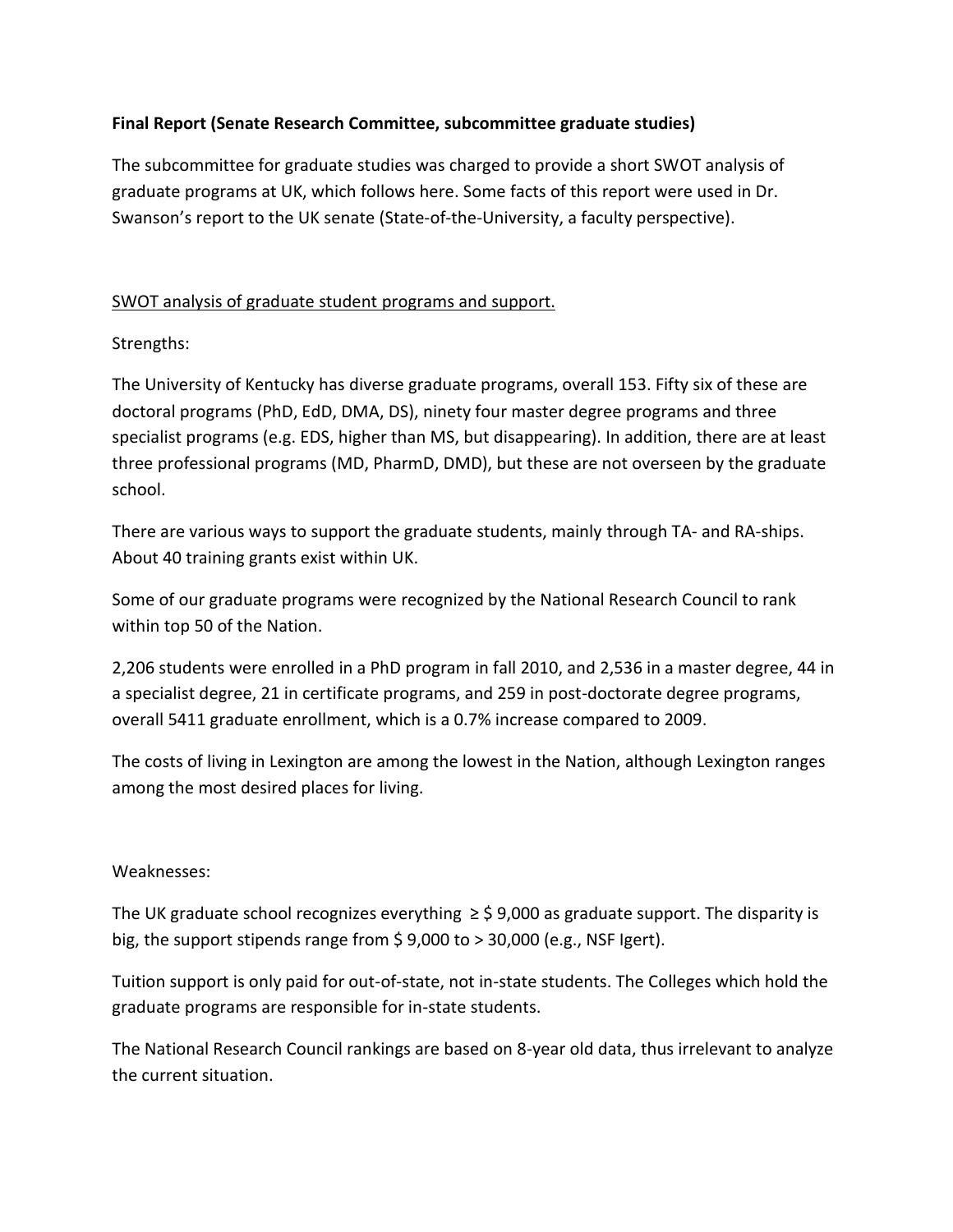**Final Report (Senate Research Committee, subcommittee graduate studies)**

The subcommittee for graduate studies was charged to provide a short SWOT analysis of graduate programs at UK, which follows here. Some facts of this report were used in Dr. Swanson's report to the UK senate (State-of-the-University, a faculty perspective).

<u>SWOT analysis of graduate student programs and support.</u>

Strengths:

The University of Kentucky has diverse graduate programs, overall 153. Fifty six of these are doctoral programs (PhD, EdD, DMA, DS), ninety four master degree programs and three specialist programs (e.g. EDS, higher than MS, but disappearing). In addition, there are at least three professional programs (MD, PharmD, DMD), but these are not overseen by the graduate school.

There are various ways to support the graduate students, mainly through TA- and RA-ships. About 40 training grants exist within UK.

Some of our graduate programs were recognized by the National Research Council to rank within top 50 of the Nation.

2,206 students were enrolled in a PhD program in fall 2010, and 2,536 in a master degree, 44 in a specialist degree, 21 in certificate programs, and 259 in post-doctorate degree programs, overall 5411 graduate enrollment, which is a 0.7% increase compared to 2009.

The costs of living in Lexington are among the lowest in the Nation, although Lexington ranges among the most desired places for living.

Weaknesses:

The UK graduate school recognizes everything ≥ $ 9,000 as graduate support. The disparity is big, the support stipends range from $ 9,000 to > 30,000 (e.g., NSF Igert).

Tuition support is only paid for out-of-state, not in-state students. The Colleges which hold the graduate programs are responsible for in-state students.

The National Research Council rankings are based on 8-year old data, thus irrelevant to analyze the current situation.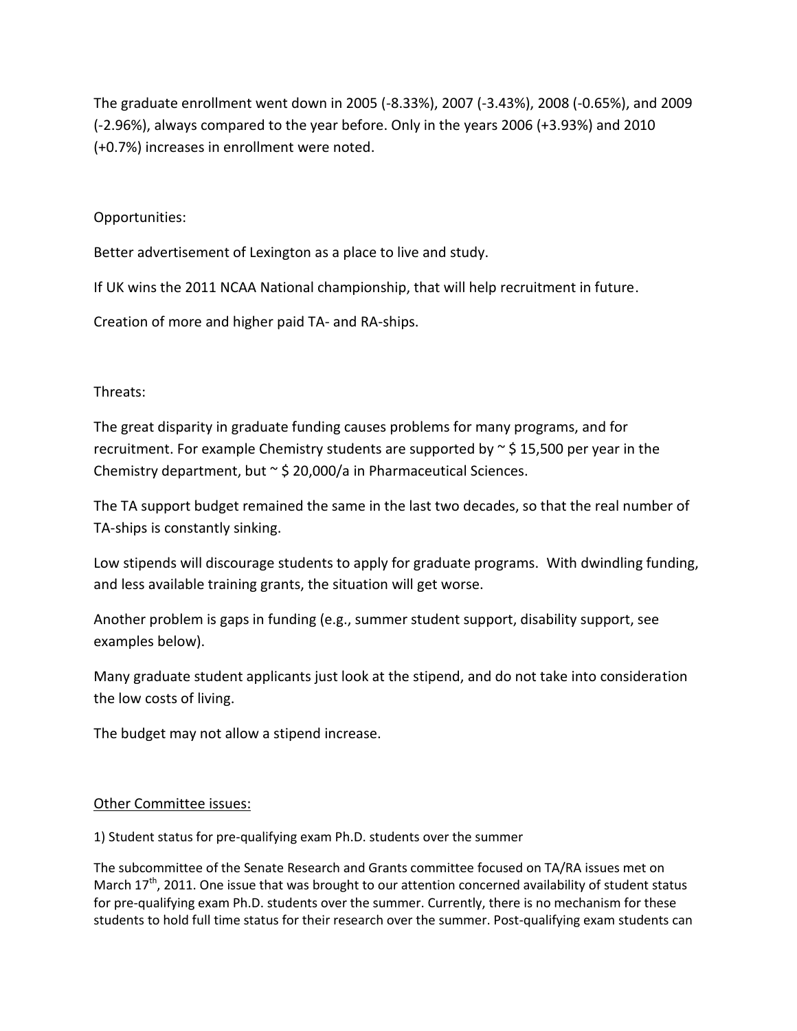The graduate enrollment went down in 2005 (-8.33%), 2007 (-3.43%), 2008 (-0.65%), and 2009 (-2.96%), always compared to the year before. Only in the years 2006 (+3.93%) and 2010 (+0.7%) increases in enrollment were noted.

Opportunities:

Better advertisement of Lexington as a place to live and study.

If UK wins the 2011 NCAA National championship, that will help recruitment in future.

Creation of more and higher paid TA- and RA-ships.

Threats:

The great disparity in graduate funding causes problems for many programs, and for recruitment. For example Chemistry students are supported by ~ $ 15,500 per year in the Chemistry department, but ~ $ 20,000/a in Pharmaceutical Sciences.

The TA support budget remained the same in the last two decades, so that the real number of TA-ships is constantly sinking.

Low stipends will discourage students to apply for graduate programs. With dwindling funding, and less available training grants, the situation will get worse.

Another problem is gaps in funding (e.g., summer student support, disability support, see examples below).

Many graduate student applicants just look at the stipend, and do not take into consideration the low costs of living.

The budget may not allow a stipend increase.

<u>Other Committee issues:</u>

1) Student status for pre-qualifying exam Ph.D. students over the summer

The subcommittee of the Senate Research and Grants committee focused on TA/RA issues met on March 17th, 2011. One issue that was brought to our attention concerned availability of student status for pre-qualifying exam Ph.D. students over the summer. Currently, there is no mechanism for these students to hold full time status for their research over the summer. Post-qualifying exam students can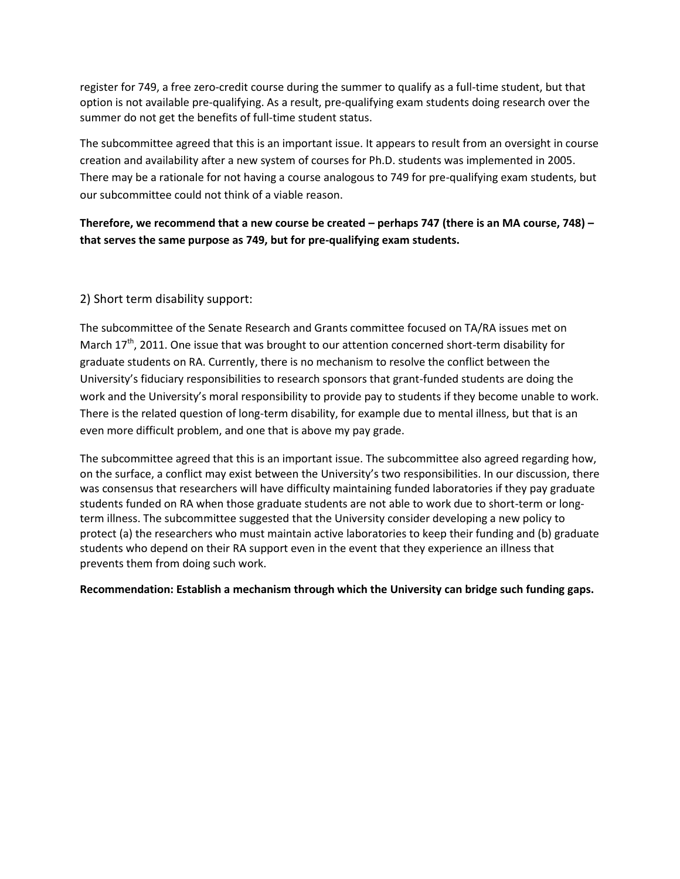register for 749, a free zero-credit course during the summer to qualify as a full-time student, but that option is not available pre-qualifying. As a result, pre-qualifying exam students doing research over the summer do not get the benefits of full-time student status.

The subcommittee agreed that this is an important issue. It appears to result from an oversight in course creation and availability after a new system of courses for Ph.D. students was implemented in 2005. There may be a rationale for not having a course analogous to 749 for pre-qualifying exam students, but our subcommittee could not think of a viable reason.

**Therefore, we recommend that a new course be created – perhaps 747 (there is an MA course, 748) – that serves the same purpose as 749, but for pre-qualifying exam students.**

## 2) Short term disability support:

The subcommittee of the Senate Research and Grants committee focused on TA/RA issues met on March 17th, 2011. One issue that was brought to our attention concerned short-term disability for graduate students on RA. Currently, there is no mechanism to resolve the conflict between the University's fiduciary responsibilities to research sponsors that grant-funded students are doing the work and the University's moral responsibility to provide pay to students if they become unable to work. There is the related question of long-term disability, for example due to mental illness, but that is an even more difficult problem, and one that is above my pay grade.

The subcommittee agreed that this is an important issue. The subcommittee also agreed regarding how, on the surface, a conflict may exist between the University's two responsibilities. In our discussion, there was consensus that researchers will have difficulty maintaining funded laboratories if they pay graduate students funded on RA when those graduate students are not able to work due to short-term or long-term illness. The subcommittee suggested that the University consider developing a new policy to protect (a) the researchers who must maintain active laboratories to keep their funding and (b) graduate students who depend on their RA support even in the event that they experience an illness that prevents them from doing such work.

**Recommendation: Establish a mechanism through which the University can bridge such funding gaps.**